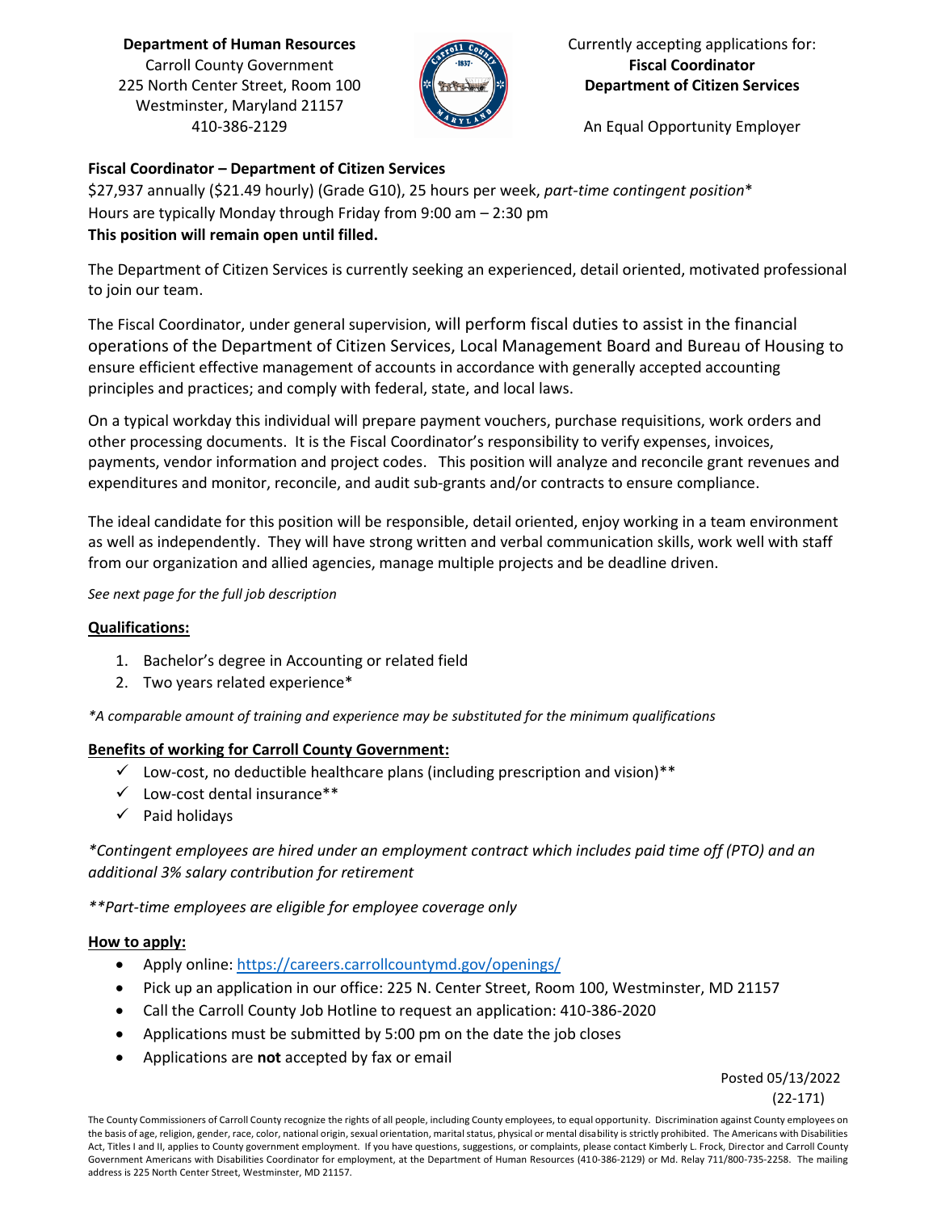**Department of Human Resources**
Carroll County Government
225 North Center Street, Room 100
Westminster, Maryland 21157
410-386-2129

Currently accepting applications for:
**Fiscal Coordinator**
**Department of Citizen Services**

An Equal Opportunity Employer

**Fiscal Coordinator – Department of Citizen Services**
$27,937 annually ($21.49 hourly) (Grade G10), 25 hours per week, *part-time contingent position**
Hours are typically Monday through Friday from 9:00 am – 2:30 pm
**This position will remain open until filled.**

The Department of Citizen Services is currently seeking an experienced, detail oriented, motivated professional to join our team.

The Fiscal Coordinator, under general supervision, will perform fiscal duties to assist in the financial operations of the Department of Citizen Services, Local Management Board and Bureau of Housing to ensure efficient effective management of accounts in accordance with generally accepted accounting principles and practices; and comply with federal, state, and local laws.

On a typical workday this individual will prepare payment vouchers, purchase requisitions, work orders and other processing documents. It is the Fiscal Coordinator's responsibility to verify expenses, invoices, payments, vendor information and project codes. This position will analyze and reconcile grant revenues and expenditures and monitor, reconcile, and audit sub-grants and/or contracts to ensure compliance.

The ideal candidate for this position will be responsible, detail oriented, enjoy working in a team environment as well as independently. They will have strong written and verbal communication skills, work well with staff from our organization and allied agencies, manage multiple projects and be deadline driven.

*See next page for the full job description*

**Qualifications:**

1. Bachelor's degree in Accounting or related field
2. Two years related experience*

*\*A comparable amount of training and experience may be substituted for the minimum qualifications*

**Benefits of working for Carroll County Government:**

- ✓ Low-cost, no deductible healthcare plans (including prescription and vision)**
- ✓ Low-cost dental insurance**
- ✓ Paid holidays

*\*Contingent employees are hired under an employment contract which includes paid time off (PTO) and an additional 3% salary contribution for retirement*

*\*\*Part-time employees are eligible for employee coverage only*

**How to apply:**

- Apply online: https://careers.carrollcountymd.gov/openings/
- Pick up an application in our office: 225 N. Center Street, Room 100, Westminster, MD 21157
- Call the Carroll County Job Hotline to request an application: 410-386-2020
- Applications must be submitted by 5:00 pm on the date the job closes
- Applications are **not** accepted by fax or email

Posted 05/13/2022
(22-171)

The County Commissioners of Carroll County recognize the rights of all people, including County employees, to equal opportunity. Discrimination against County employees on the basis of age, religion, gender, race, color, national origin, sexual orientation, marital status, physical or mental disability is strictly prohibited. The Americans with Disabilities Act, Titles I and II, applies to County government employment. If you have questions, suggestions, or complaints, please contact Kimberly L. Frock, Director and Carroll County Government Americans with Disabilities Coordinator for employment, at the Department of Human Resources (410-386-2129) or Md. Relay 711/800-735-2258. The mailing address is 225 North Center Street, Westminster, MD 21157.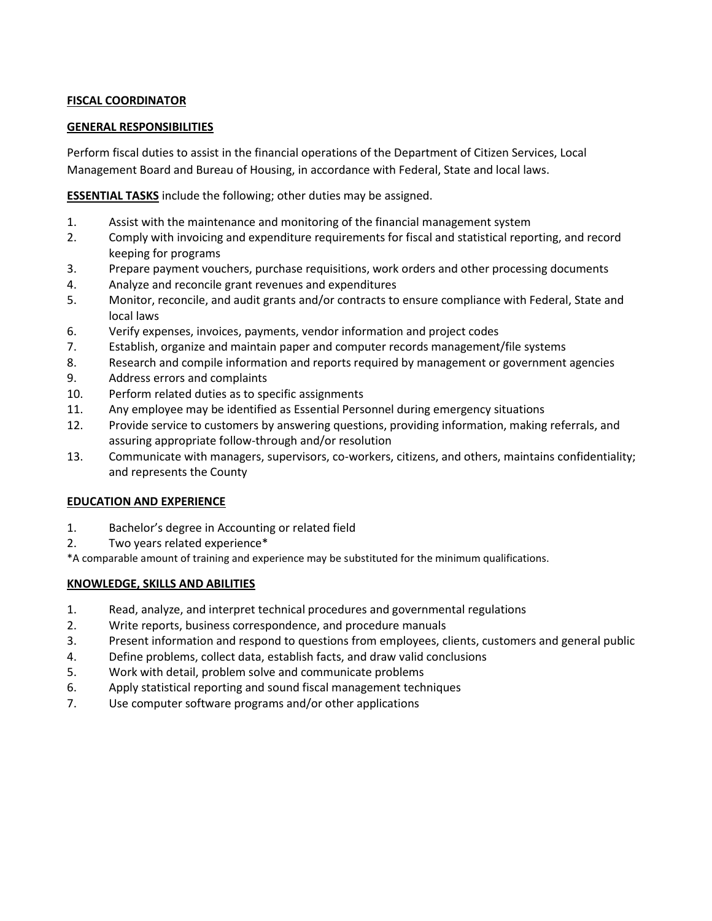## FISCAL COORDINATOR

## GENERAL RESPONSIBILITIES

Perform fiscal duties to assist in the financial operations of the Department of Citizen Services, Local Management Board and Bureau of Housing, in accordance with Federal, State and local laws.

**ESSENTIAL TASKS** include the following; other duties may be assigned.

1. Assist with the maintenance and monitoring of the financial management system
2. Comply with invoicing and expenditure requirements for fiscal and statistical reporting, and record keeping for programs
3. Prepare payment vouchers, purchase requisitions, work orders and other processing documents
4. Analyze and reconcile grant revenues and expenditures
5. Monitor, reconcile, and audit grants and/or contracts to ensure compliance with Federal, State and local laws
6. Verify expenses, invoices, payments, vendor information and project codes
7. Establish, organize and maintain paper and computer records management/file systems
8. Research and compile information and reports required by management or government agencies
9. Address errors and complaints
10. Perform related duties as to specific assignments
11. Any employee may be identified as Essential Personnel during emergency situations
12. Provide service to customers by answering questions, providing information, making referrals, and assuring appropriate follow-through and/or resolution
13. Communicate with managers, supervisors, co-workers, citizens, and others, maintains confidentiality; and represents the County

## EDUCATION AND EXPERIENCE

1. Bachelor's degree in Accounting or related field
2. Two years related experience*

*A comparable amount of training and experience may be substituted for the minimum qualifications.

## KNOWLEDGE, SKILLS AND ABILITIES

1. Read, analyze, and interpret technical procedures and governmental regulations
2. Write reports, business correspondence, and procedure manuals
3. Present information and respond to questions from employees, clients, customers and general public
4. Define problems, collect data, establish facts, and draw valid conclusions
5. Work with detail, problem solve and communicate problems
6. Apply statistical reporting and sound fiscal management techniques
7. Use computer software programs and/or other applications